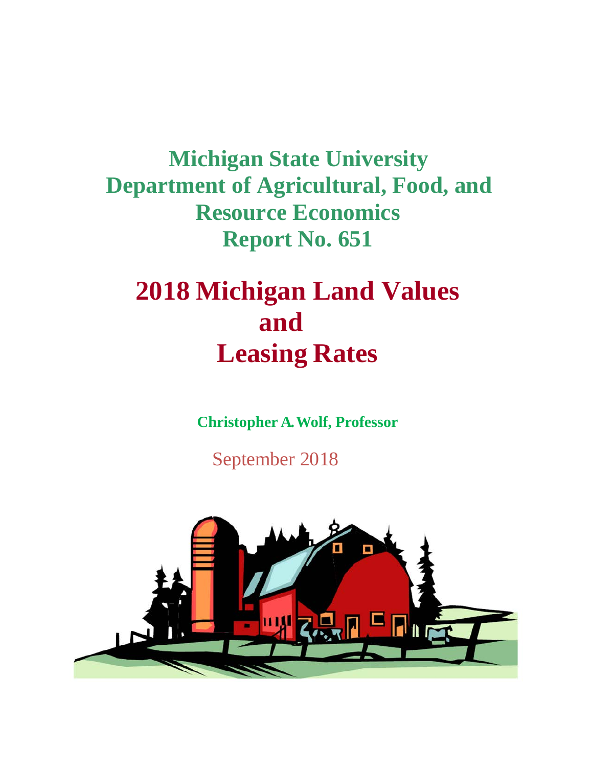**Michigan State University**
**Department of Agricultural, Food, and Resource Economics**
**Report No. 651**

# 2018 Michigan Land Values and Leasing Rates

**Christopher A. Wolf, Professor**

September 2018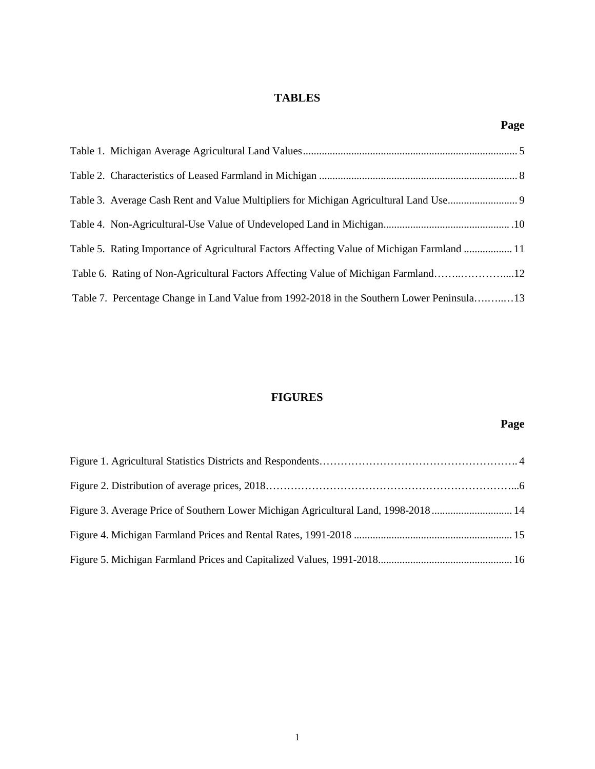## TABLES

| | Page |
|---|---|
| Table 1. Michigan Average Agricultural Land Values | 5 |
| Table 2. Characteristics of Leased Farmland in Michigan | 8 |
| Table 3. Average Cash Rent and Value Multipliers for Michigan Agricultural Land Use | 9 |
| Table 4. Non-Agricultural-Use Value of Undeveloped Land in Michigan | 10 |
| Table 5. Rating Importance of Agricultural Factors Affecting Value of Michigan Farmland | 11 |
| Table 6. Rating of Non-Agricultural Factors Affecting Value of Michigan Farmland | 12 |
| Table 7. Percentage Change in Land Value from 1992-2018 in the Southern Lower Peninsula | 13 |

## FIGURES

| | Page |
|---|---|
| Figure 1. Agricultural Statistics Districts and Respondents | 4 |
| Figure 2. Distribution of average prices, 2018 | 6 |
| Figure 3. Average Price of Southern Lower Michigan Agricultural Land, 1998-2018 | 14 |
| Figure 4. Michigan Farmland Prices and Rental Rates, 1991-2018 | 15 |
| Figure 5. Michigan Farmland Prices and Capitalized Values, 1991-2018 | 16 |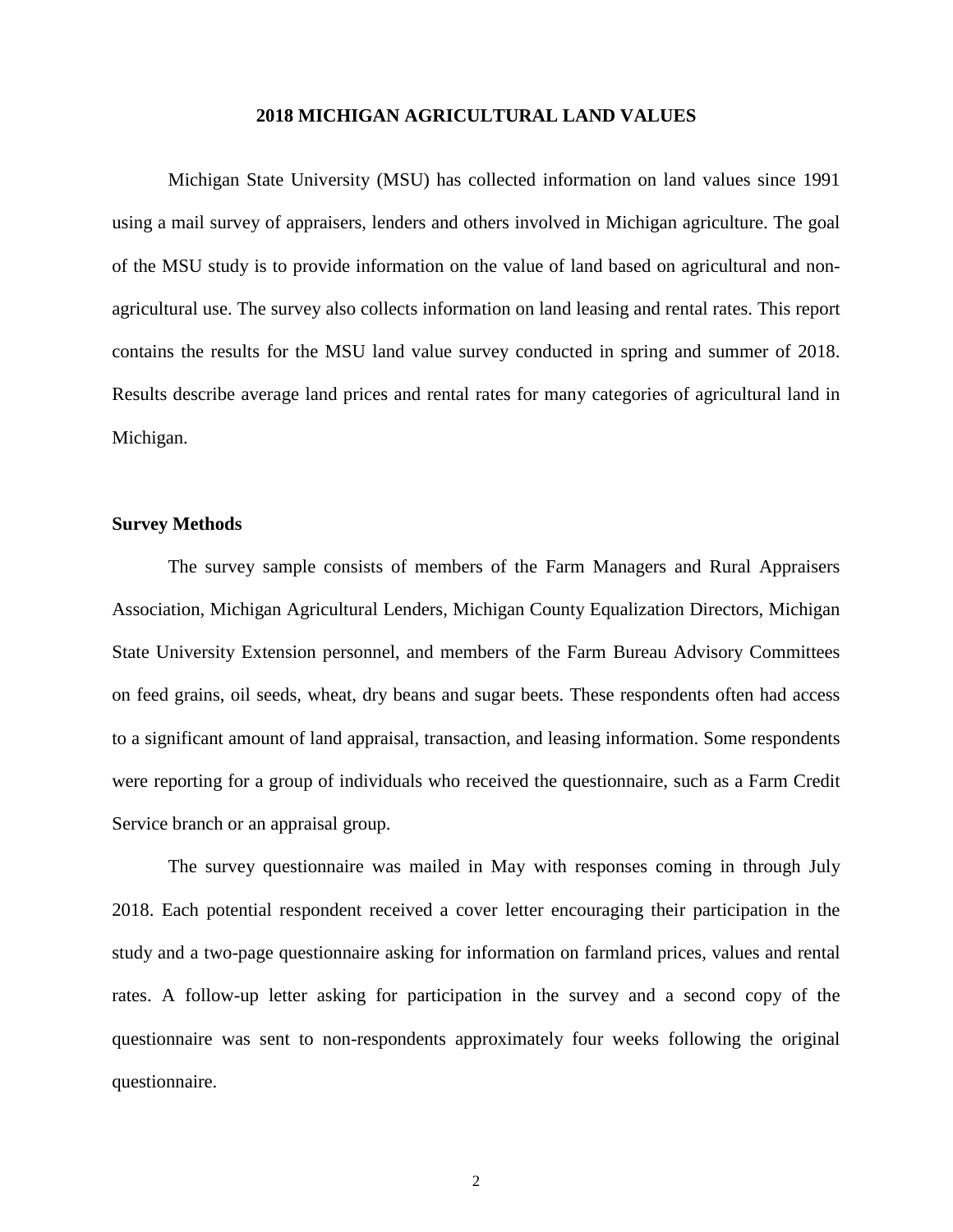# 2018 MICHIGAN AGRICULTURAL LAND VALUES

Michigan State University (MSU) has collected information on land values since 1991 using a mail survey of appraisers, lenders and others involved in Michigan agriculture. The goal of the MSU study is to provide information on the value of land based on agricultural and non-agricultural use. The survey also collects information on land leasing and rental rates. This report contains the results for the MSU land value survey conducted in spring and summer of 2018. Results describe average land prices and rental rates for many categories of agricultural land in Michigan.

## Survey Methods

The survey sample consists of members of the Farm Managers and Rural Appraisers Association, Michigan Agricultural Lenders, Michigan County Equalization Directors, Michigan State University Extension personnel, and members of the Farm Bureau Advisory Committees on feed grains, oil seeds, wheat, dry beans and sugar beets. These respondents often had access to a significant amount of land appraisal, transaction, and leasing information. Some respondents were reporting for a group of individuals who received the questionnaire, such as a Farm Credit Service branch or an appraisal group.

The survey questionnaire was mailed in May with responses coming in through July 2018. Each potential respondent received a cover letter encouraging their participation in the study and a two-page questionnaire asking for information on farmland prices, values and rental rates. A follow-up letter asking for participation in the survey and a second copy of the questionnaire was sent to non-respondents approximately four weeks following the original questionnaire.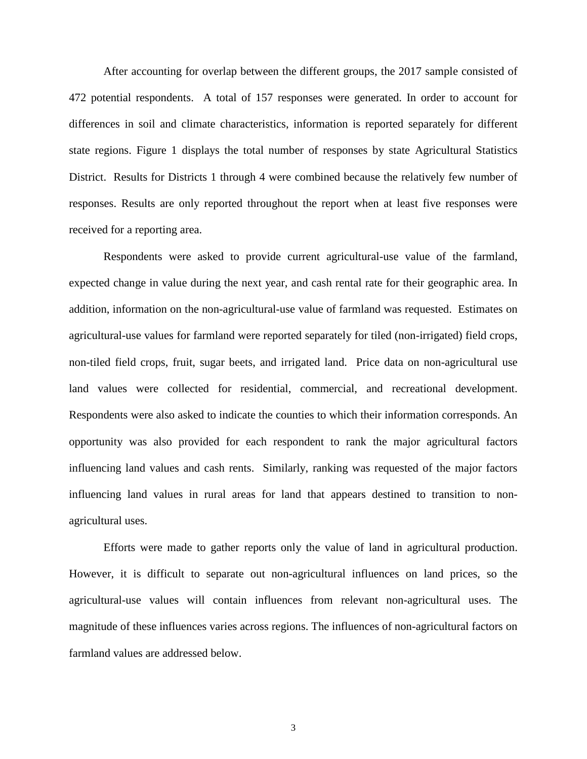After accounting for overlap between the different groups, the 2017 sample consisted of 472 potential respondents. A total of 157 responses were generated. In order to account for differences in soil and climate characteristics, information is reported separately for different state regions. Figure 1 displays the total number of responses by state Agricultural Statistics District. Results for Districts 1 through 4 were combined because the relatively few number of responses. Results are only reported throughout the report when at least five responses were received for a reporting area.

Respondents were asked to provide current agricultural-use value of the farmland, expected change in value during the next year, and cash rental rate for their geographic area. In addition, information on the non-agricultural-use value of farmland was requested. Estimates on agricultural-use values for farmland were reported separately for tiled (non-irrigated) field crops, non-tiled field crops, fruit, sugar beets, and irrigated land. Price data on non-agricultural use land values were collected for residential, commercial, and recreational development. Respondents were also asked to indicate the counties to which their information corresponds. An opportunity was also provided for each respondent to rank the major agricultural factors influencing land values and cash rents. Similarly, ranking was requested of the major factors influencing land values in rural areas for land that appears destined to transition to non-agricultural uses.

Efforts were made to gather reports only the value of land in agricultural production. However, it is difficult to separate out non-agricultural influences on land prices, so the agricultural-use values will contain influences from relevant non-agricultural uses. The magnitude of these influences varies across regions. The influences of non-agricultural factors on farmland values are addressed below.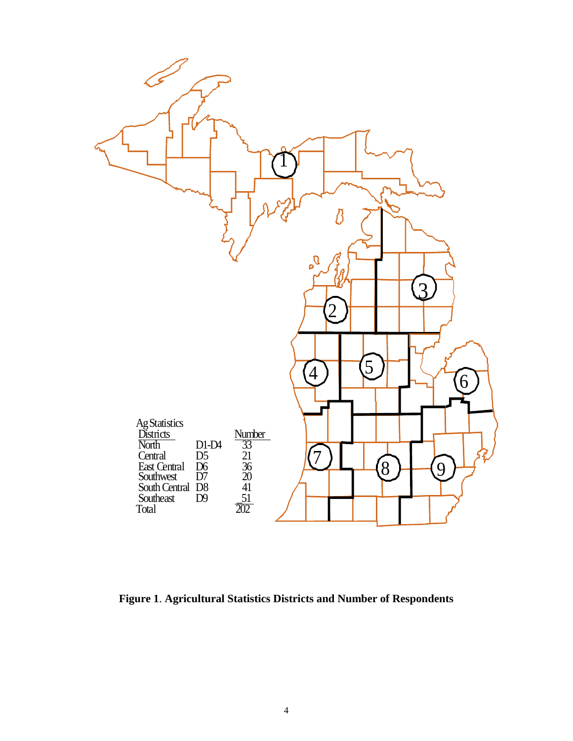| Ag Statistics Districts | | Number |
| --- | --- | --- |
| North | D1-D4 | 33 |
| Central | D5 | 21 |
| East Central | D6 | 36 |
| Southwest | D7 | 20 |
| South Central | D8 | 41 |
| Southeast | D9 | 51 |
| Total | | 202 |

**Figure 1**. **Agricultural Statistics Districts and Number of Respondents**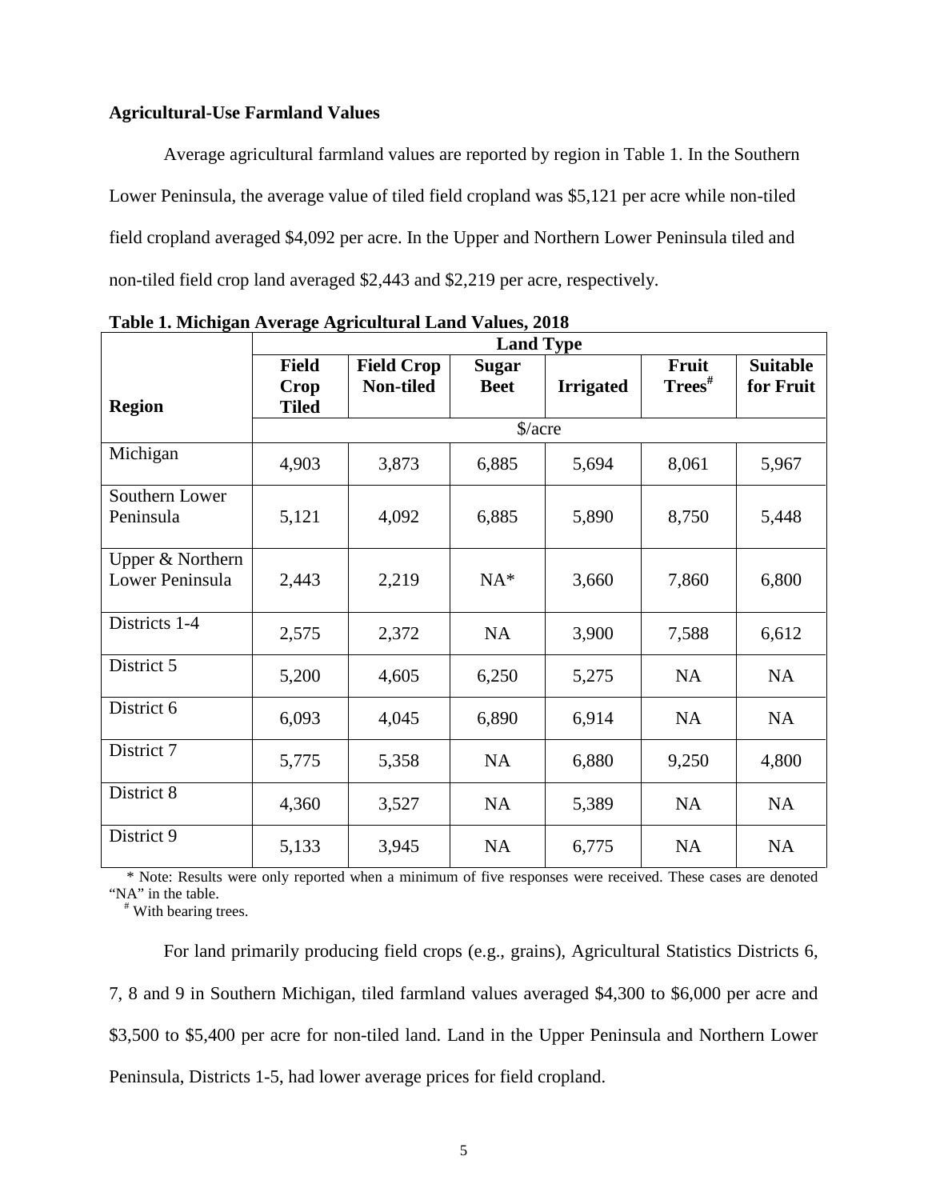**Agricultural-Use Farmland Values**

Average agricultural farmland values are reported by region in Table 1. In the Southern Lower Peninsula, the average value of tiled field cropland was $5,121 per acre while non-tiled field cropland averaged $4,092 per acre. In the Upper and Northern Lower Peninsula tiled and non-tiled field crop land averaged $2,443 and $2,219 per acre, respectively.

**Table 1. Michigan Average Agricultural Land Values, 2018**

| Region | Land Type | | | | | |
|---|---|---|---|---|---|---|
| | Field Crop Tiled | Field Crop Non-tiled | Sugar Beet | Irrigated | Fruit Trees[#] | Suitable for Fruit |
| | $/acre | | | | | |
| Michigan | 4,903 | 3,873 | 6,885 | 5,694 | 8,061 | 5,967 |
| Southern Lower Peninsula | 5,121 | 4,092 | 6,885 | 5,890 | 8,750 | 5,448 |
| Upper & Northern Lower Peninsula | 2,443 | 2,219 | NA* | 3,660 | 7,860 | 6,800 |
| Districts 1-4 | 2,575 | 2,372 | NA | 3,900 | 7,588 | 6,612 |
| District 5 | 5,200 | 4,605 | 6,250 | 5,275 | NA | NA |
| District 6 | 6,093 | 4,045 | 6,890 | 6,914 | NA | NA |
| District 7 | 5,775 | 5,358 | NA | 6,880 | 9,250 | 4,800 |
| District 8 | 4,360 | 3,527 | NA | 5,389 | NA | NA |
| District 9 | 5,133 | 3,945 | NA | 6,775 | NA | NA |

\* Note: Results were only reported when a minimum of five responses were received. These cases are denoted "NA" in the table.
[#] With bearing trees.

For land primarily producing field crops (e.g., grains), Agricultural Statistics Districts 6, 7, 8 and 9 in Southern Michigan, tiled farmland values averaged $4,300 to $6,000 per acre and $3,500 to $5,400 per acre for non-tiled land. Land in the Upper Peninsula and Northern Lower Peninsula, Districts 1-5, had lower average prices for field cropland.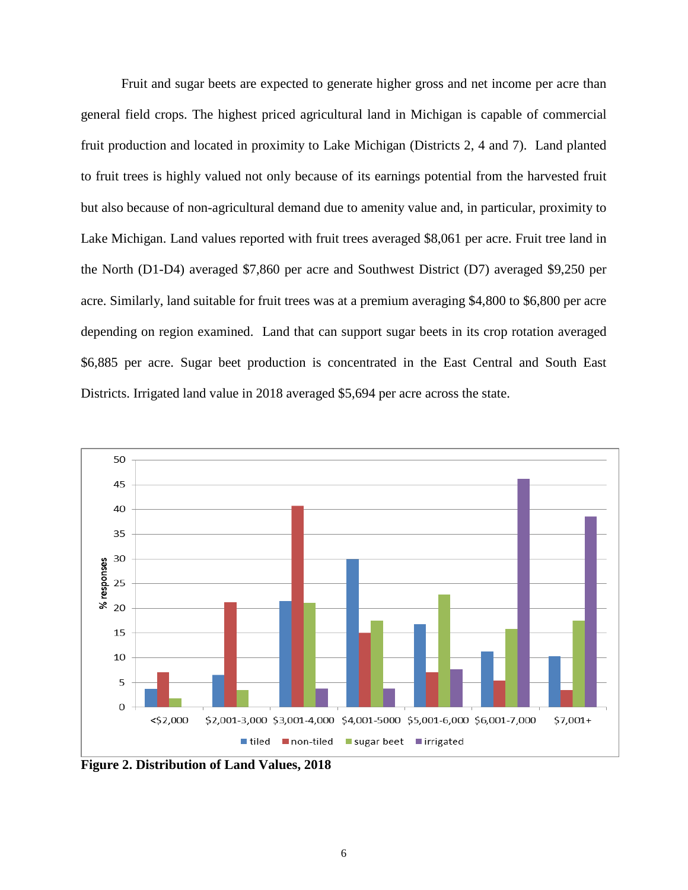Fruit and sugar beets are expected to generate higher gross and net income per acre than general field crops. The highest priced agricultural land in Michigan is capable of commercial fruit production and located in proximity to Lake Michigan (Districts 2, 4 and 7). Land planted to fruit trees is highly valued not only because of its earnings potential from the harvested fruit but also because of non-agricultural demand due to amenity value and, in particular, proximity to Lake Michigan. Land values reported with fruit trees averaged $8,061 per acre. Fruit tree land in the North (D1-D4) averaged $7,860 per acre and Southwest District (D7) averaged $9,250 per acre. Similarly, land suitable for fruit trees was at a premium averaging $4,800 to $6,800 per acre depending on region examined. Land that can support sugar beets in its crop rotation averaged $6,885 per acre. Sugar beet production is concentrated in the East Central and South East Districts. Irrigated land value in 2018 averaged $5,694 per acre across the state.

**Figure 2. Distribution of Land Values, 2018**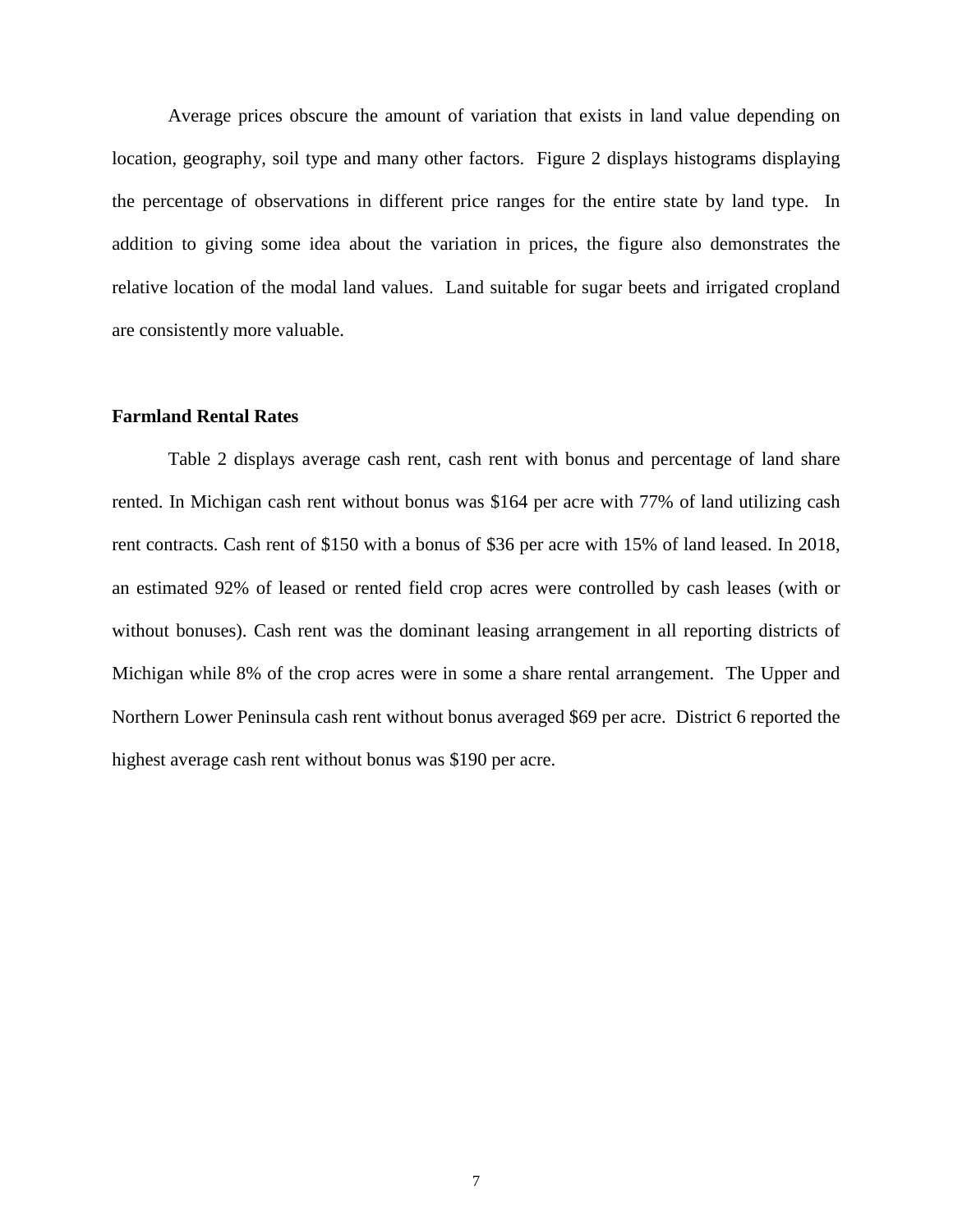Average prices obscure the amount of variation that exists in land value depending on location, geography, soil type and many other factors. Figure 2 displays histograms displaying the percentage of observations in different price ranges for the entire state by land type. In addition to giving some idea about the variation in prices, the figure also demonstrates the relative location of the modal land values. Land suitable for sugar beets and irrigated cropland are consistently more valuable.

**Farmland Rental Rates**

Table 2 displays average cash rent, cash rent with bonus and percentage of land share rented. In Michigan cash rent without bonus was $164 per acre with 77% of land utilizing cash rent contracts. Cash rent of $150 with a bonus of $36 per acre with 15% of land leased. In 2018, an estimated 92% of leased or rented field crop acres were controlled by cash leases (with or without bonuses). Cash rent was the dominant leasing arrangement in all reporting districts of Michigan while 8% of the crop acres were in some a share rental arrangement. The Upper and Northern Lower Peninsula cash rent without bonus averaged $69 per acre. District 6 reported the highest average cash rent without bonus was $190 per acre.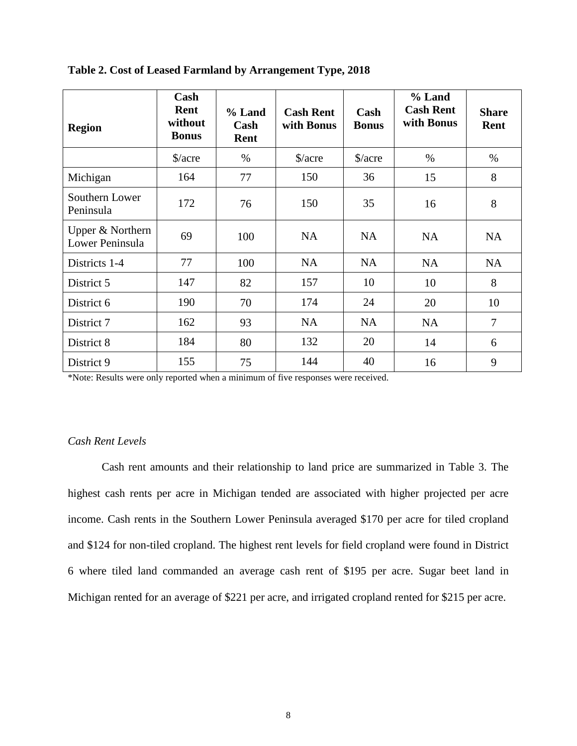**Table 2. Cost of Leased Farmland by Arrangement Type, 2018**

| Region | Cash Rent without Bonus | % Land Cash Rent | Cash Rent with Bonus | Cash Bonus | % Land Cash Rent with Bonus | Share Rent |
|---|---|---|---|---|---|---|
| | $/acre | % | $/acre | $/acre | % | % |
| Michigan | 164 | 77 | 150 | 36 | 15 | 8 |
| Southern Lower Peninsula | 172 | 76 | 150 | 35 | 16 | 8 |
| Upper & Northern Lower Peninsula | 69 | 100 | NA | NA | NA | NA |
| Districts 1-4 | 77 | 100 | NA | NA | NA | NA |
| District 5 | 147 | 82 | 157 | 10 | 10 | 8 |
| District 6 | 190 | 70 | 174 | 24 | 20 | 10 |
| District 7 | 162 | 93 | NA | NA | NA | 7 |
| District 8 | 184 | 80 | 132 | 20 | 14 | 6 |
| District 9 | 155 | 75 | 144 | 40 | 16 | 9 |

*Note: Results were only reported when a minimum of five responses were received.

*Cash Rent Levels*

Cash rent amounts and their relationship to land price are summarized in Table 3. The highest cash rents per acre in Michigan tended are associated with higher projected per acre income. Cash rents in the Southern Lower Peninsula averaged $170 per acre for tiled cropland and $124 for non-tiled cropland. The highest rent levels for field cropland were found in District 6 where tiled land commanded an average cash rent of $195 per acre. Sugar beet land in Michigan rented for an average of $221 per acre, and irrigated cropland rented for $215 per acre.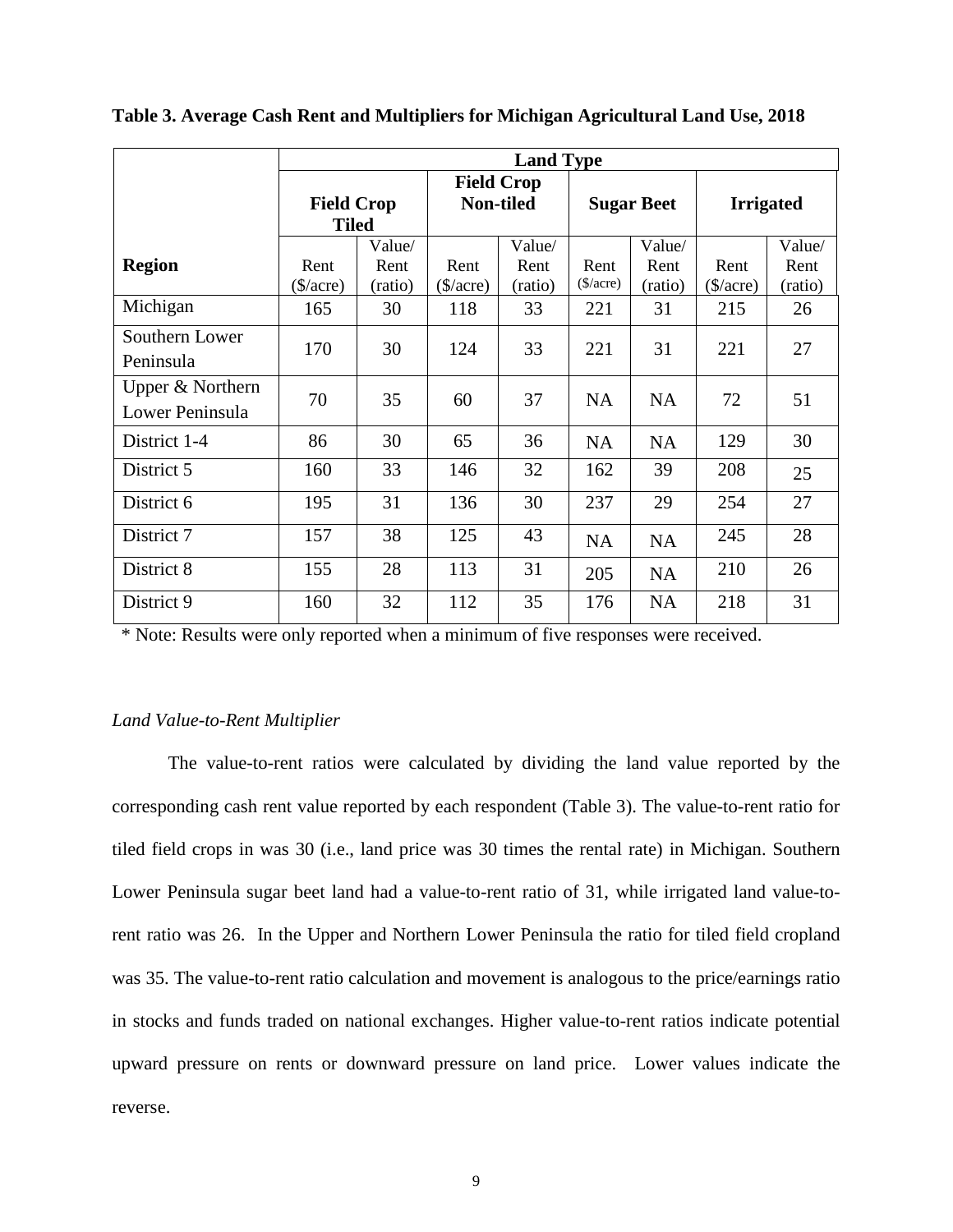**Table 3. Average Cash Rent and Multipliers for Michigan Agricultural Land Use, 2018**

| | Land Type | | | | | | | |
|---|---|---|---|---|---|---|---|---|
| | Field Crop Tiled | | Field Crop Non-tiled | | Sugar Beet | | Irrigated | |
| Region | Rent ($/acre) | Value/ Rent (ratio) | Rent ($/acre) | Value/ Rent (ratio) | Rent ($/acre) | Value/ Rent (ratio) | Rent ($/acre) | Value/ Rent (ratio) |
| Michigan | 165 | 30 | 118 | 33 | 221 | 31 | 215 | 26 |
| Southern Lower Peninsula | 170 | 30 | 124 | 33 | 221 | 31 | 221 | 27 |
| Upper & Northern Lower Peninsula | 70 | 35 | 60 | 37 | NA | NA | 72 | 51 |
| District 1-4 | 86 | 30 | 65 | 36 | NA | NA | 129 | 30 |
| District 5 | 160 | 33 | 146 | 32 | 162 | 39 | 208 | 25 |
| District 6 | 195 | 31 | 136 | 30 | 237 | 29 | 254 | 27 |
| District 7 | 157 | 38 | 125 | 43 | NA | NA | 245 | 28 |
| District 8 | 155 | 28 | 113 | 31 | 205 | NA | 210 | 26 |
| District 9 | 160 | 32 | 112 | 35 | 176 | NA | 218 | 31 |

\* Note: Results were only reported when a minimum of five responses were received.

*Land Value-to-Rent Multiplier*

The value-to-rent ratios were calculated by dividing the land value reported by the corresponding cash rent value reported by each respondent (Table 3). The value-to-rent ratio for tiled field crops in was 30 (i.e., land price was 30 times the rental rate) in Michigan. Southern Lower Peninsula sugar beet land had a value-to-rent ratio of 31, while irrigated land value-to-rent ratio was 26. In the Upper and Northern Lower Peninsula the ratio for tiled field cropland was 35. The value-to-rent ratio calculation and movement is analogous to the price/earnings ratio in stocks and funds traded on national exchanges. Higher value-to-rent ratios indicate potential upward pressure on rents or downward pressure on land price. Lower values indicate the reverse.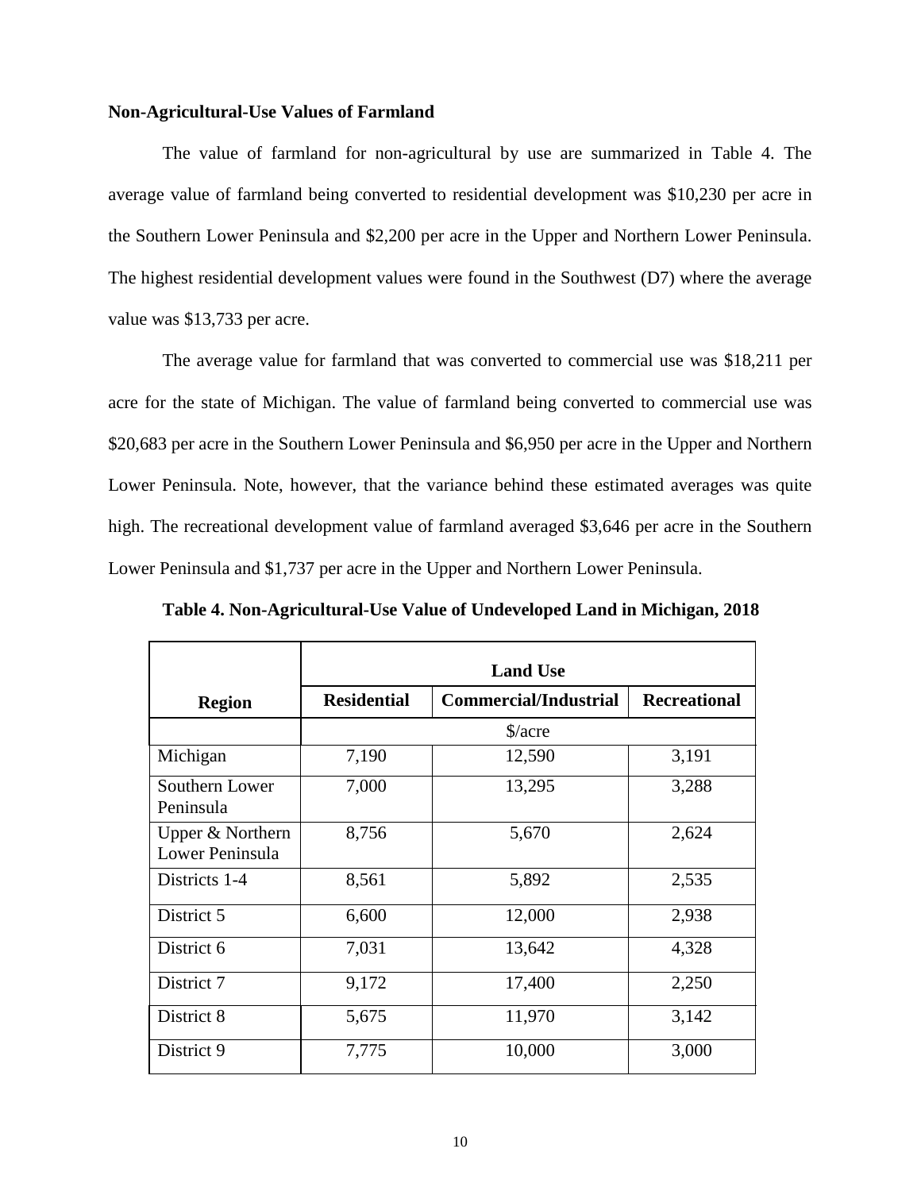**Non-Agricultural-Use Values of Farmland**

The value of farmland for non-agricultural by use are summarized in Table 4. The average value of farmland being converted to residential development was $10,230 per acre in the Southern Lower Peninsula and $2,200 per acre in the Upper and Northern Lower Peninsula. The highest residential development values were found in the Southwest (D7) where the average value was $13,733 per acre.

The average value for farmland that was converted to commercial use was $18,211 per acre for the state of Michigan. The value of farmland being converted to commercial use was $20,683 per acre in the Southern Lower Peninsula and $6,950 per acre in the Upper and Northern Lower Peninsula. Note, however, that the variance behind these estimated averages was quite high. The recreational development value of farmland averaged $3,646 per acre in the Southern Lower Peninsula and $1,737 per acre in the Upper and Northern Lower Peninsula.

**Table 4. Non-Agricultural-Use Value of Undeveloped Land in Michigan, 2018**

| | Land Use | | |
|---|---|---|---|
| **Region** | **Residential** | **Commercial/Industrial** | **Recreational** |
| | $/acre | | |
| Michigan | 7,190 | 12,590 | 3,191 |
| Southern Lower Peninsula | 7,000 | 13,295 | 3,288 |
| Upper & Northern Lower Peninsula | 8,756 | 5,670 | 2,624 |
| Districts 1-4 | 8,561 | 5,892 | 2,535 |
| District 5 | 6,600 | 12,000 | 2,938 |
| District 6 | 7,031 | 13,642 | 4,328 |
| District 7 | 9,172 | 17,400 | 2,250 |
| District 8 | 5,675 | 11,970 | 3,142 |
| District 9 | 7,775 | 10,000 | 3,000 |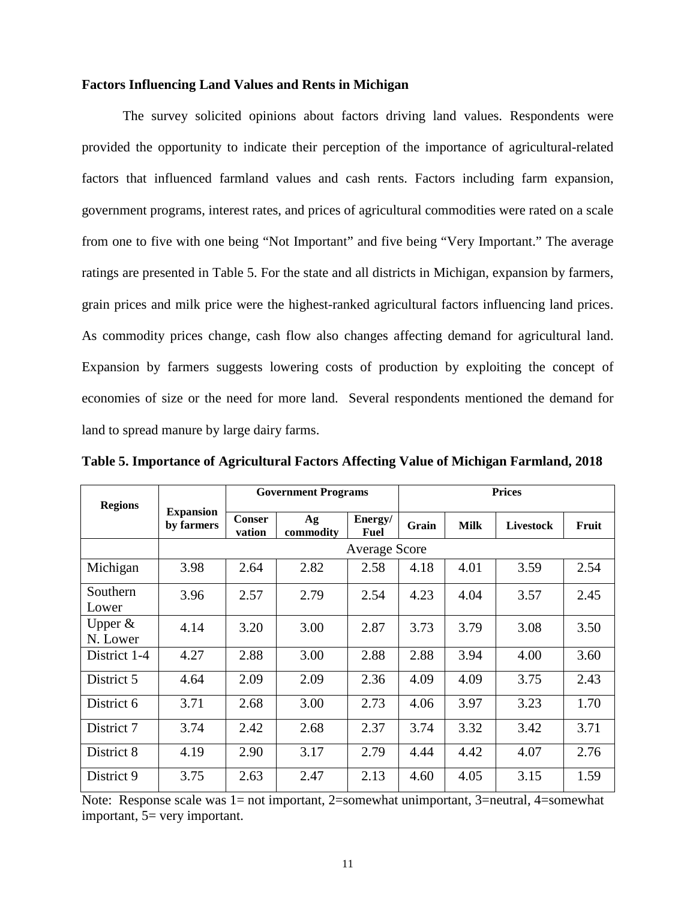### Factors Influencing Land Values and Rents in Michigan

The survey solicited opinions about factors driving land values. Respondents were provided the opportunity to indicate their perception of the importance of agricultural-related factors that influenced farmland values and cash rents. Factors including farm expansion, government programs, interest rates, and prices of agricultural commodities were rated on a scale from one to five with one being "Not Important" and five being "Very Important." The average ratings are presented in Table 5. For the state and all districts in Michigan, expansion by farmers, grain prices and milk price were the highest-ranked agricultural factors influencing land prices. As commodity prices change, cash flow also changes affecting demand for agricultural land. Expansion by farmers suggests lowering costs of production by exploiting the concept of economies of size or the need for more land. Several respondents mentioned the demand for land to spread manure by large dairy farms.

**Table 5. Importance of Agricultural Factors Affecting Value of Michigan Farmland, 2018**

| Regions | Expansion by farmers | Government Programs | | | Prices | | | |
|---|---|---|---|---|---|---|---|---|
| | | Conservation | Ag commodity | Energy/ Fuel | Grain | Milk | Livestock | Fruit |
| | Average Score | | | | | | | |
| Michigan | 3.98 | 2.64 | 2.82 | 2.58 | 4.18 | 4.01 | 3.59 | 2.54 |
| Southern Lower | 3.96 | 2.57 | 2.79 | 2.54 | 4.23 | 4.04 | 3.57 | 2.45 |
| Upper & N. Lower | 4.14 | 3.20 | 3.00 | 2.87 | 3.73 | 3.79 | 3.08 | 3.50 |
| District 1-4 | 4.27 | 2.88 | 3.00 | 2.88 | 2.88 | 3.94 | 4.00 | 3.60 |
| District 5 | 4.64 | 2.09 | 2.09 | 2.36 | 4.09 | 4.09 | 3.75 | 2.43 |
| District 6 | 3.71 | 2.68 | 3.00 | 2.73 | 4.06 | 3.97 | 3.23 | 1.70 |
| District 7 | 3.74 | 2.42 | 2.68 | 2.37 | 3.74 | 3.32 | 3.42 | 3.71 |
| District 8 | 4.19 | 2.90 | 3.17 | 2.79 | 4.44 | 4.42 | 4.07 | 2.76 |
| District 9 | 3.75 | 2.63 | 2.47 | 2.13 | 4.60 | 4.05 | 3.15 | 1.59 |

Note: Response scale was 1= not important, 2=somewhat unimportant, 3=neutral, 4=somewhat important, 5= very important.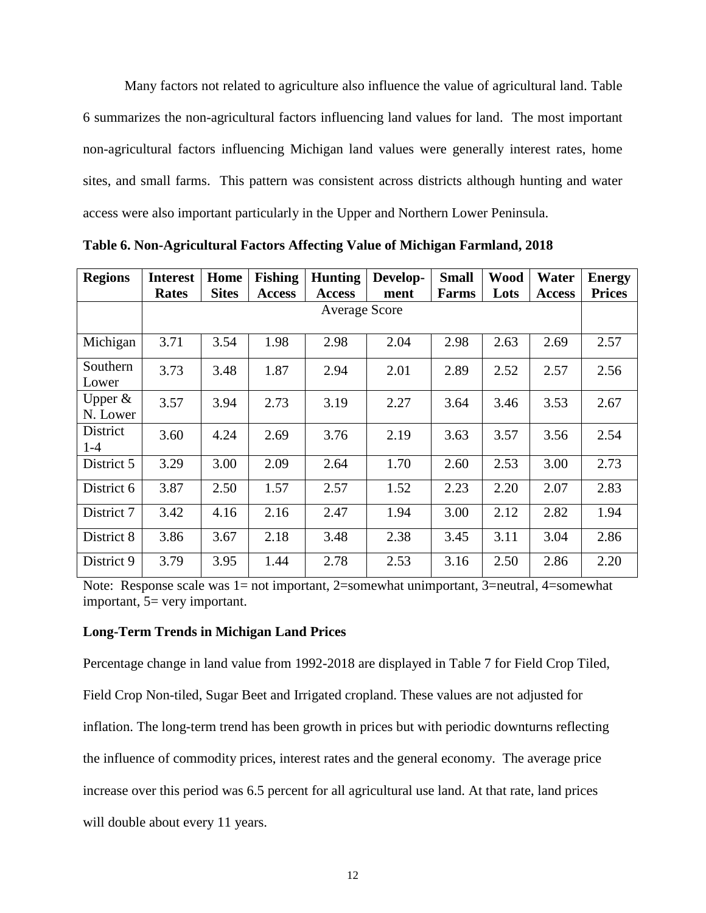Many factors not related to agriculture also influence the value of agricultural land. Table 6 summarizes the non-agricultural factors influencing land values for land. The most important non-agricultural factors influencing Michigan land values were generally interest rates, home sites, and small farms. This pattern was consistent across districts although hunting and water access were also important particularly in the Upper and Northern Lower Peninsula.

**Table 6. Non-Agricultural Factors Affecting Value of Michigan Farmland, 2018**

| Regions | Interest Rates | Home Sites | Fishing Access | Hunting Access | Develop-ment | Small Farms | Wood Lots | Water Access | Energy Prices |
|---|---|---|---|---|---|---|---|---|---|
| | Average Score | | | | | | | | |
| Michigan | 3.71 | 3.54 | 1.98 | 2.98 | 2.04 | 2.98 | 2.63 | 2.69 | 2.57 |
| Southern Lower | 3.73 | 3.48 | 1.87 | 2.94 | 2.01 | 2.89 | 2.52 | 2.57 | 2.56 |
| Upper & N. Lower | 3.57 | 3.94 | 2.73 | 3.19 | 2.27 | 3.64 | 3.46 | 3.53 | 2.67 |
| District 1-4 | 3.60 | 4.24 | 2.69 | 3.76 | 2.19 | 3.63 | 3.57 | 3.56 | 2.54 |
| District 5 | 3.29 | 3.00 | 2.09 | 2.64 | 1.70 | 2.60 | 2.53 | 3.00 | 2.73 |
| District 6 | 3.87 | 2.50 | 1.57 | 2.57 | 1.52 | 2.23 | 2.20 | 2.07 | 2.83 |
| District 7 | 3.42 | 4.16 | 2.16 | 2.47 | 1.94 | 3.00 | 2.12 | 2.82 | 1.94 |
| District 8 | 3.86 | 3.67 | 2.18 | 3.48 | 2.38 | 3.45 | 3.11 | 3.04 | 2.86 |
| District 9 | 3.79 | 3.95 | 1.44 | 2.78 | 2.53 | 3.16 | 2.50 | 2.86 | 2.20 |

Note: Response scale was 1= not important, 2=somewhat unimportant, 3=neutral, 4=somewhat important, 5= very important.

**Long-Term Trends in Michigan Land Prices**

Percentage change in land value from 1992-2018 are displayed in Table 7 for Field Crop Tiled, Field Crop Non-tiled, Sugar Beet and Irrigated cropland. These values are not adjusted for inflation. The long-term trend has been growth in prices but with periodic downturns reflecting the influence of commodity prices, interest rates and the general economy. The average price increase over this period was 6.5 percent for all agricultural use land. At that rate, land prices will double about every 11 years.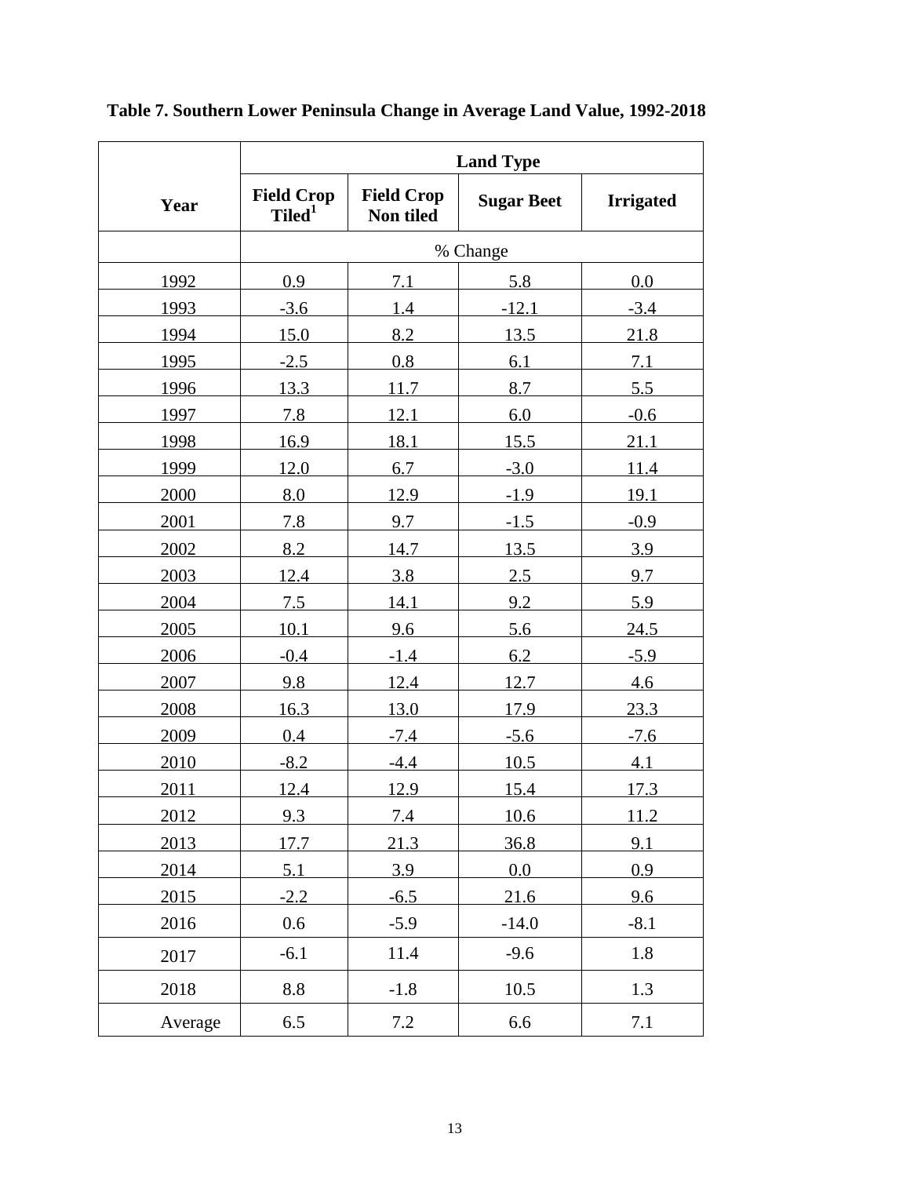**Table 7. Southern Lower Peninsula Change in Average Land Value, 1992-2018**

| | Land Type | | | |
|---|---|---|---|---|
| Year | Field Crop Tiled[1] | Field Crop Non tiled | Sugar Beet | Irrigated |
| | % Change | | | |
| 1992 | 0.9 | 7.1 | 5.8 | 0.0 |
| 1993 | -3.6 | 1.4 | -12.1 | -3.4 |
| 1994 | 15.0 | 8.2 | 13.5 | 21.8 |
| 1995 | -2.5 | 0.8 | 6.1 | 7.1 |
| 1996 | 13.3 | 11.7 | 8.7 | 5.5 |
| 1997 | 7.8 | 12.1 | 6.0 | -0.6 |
| 1998 | 16.9 | 18.1 | 15.5 | 21.1 |
| 1999 | 12.0 | 6.7 | -3.0 | 11.4 |
| 2000 | 8.0 | 12.9 | -1.9 | 19.1 |
| 2001 | 7.8 | 9.7 | -1.5 | -0.9 |
| 2002 | 8.2 | 14.7 | 13.5 | 3.9 |
| 2003 | 12.4 | 3.8 | 2.5 | 9.7 |
| 2004 | 7.5 | 14.1 | 9.2 | 5.9 |
| 2005 | 10.1 | 9.6 | 5.6 | 24.5 |
| 2006 | -0.4 | -1.4 | 6.2 | -5.9 |
| 2007 | 9.8 | 12.4 | 12.7 | 4.6 |
| 2008 | 16.3 | 13.0 | 17.9 | 23.3 |
| 2009 | 0.4 | -7.4 | -5.6 | -7.6 |
| 2010 | -8.2 | -4.4 | 10.5 | 4.1 |
| 2011 | 12.4 | 12.9 | 15.4 | 17.3 |
| 2012 | 9.3 | 7.4 | 10.6 | 11.2 |
| 2013 | 17.7 | 21.3 | 36.8 | 9.1 |
| 2014 | 5.1 | 3.9 | 0.0 | 0.9 |
| 2015 | -2.2 | -6.5 | 21.6 | 9.6 |
| 2016 | 0.6 | -5.9 | -14.0 | -8.1 |
| 2017 | -6.1 | 11.4 | -9.6 | 1.8 |
| 2018 | 8.8 | -1.8 | 10.5 | 1.3 |
| Average | 6.5 | 7.2 | 6.6 | 7.1 |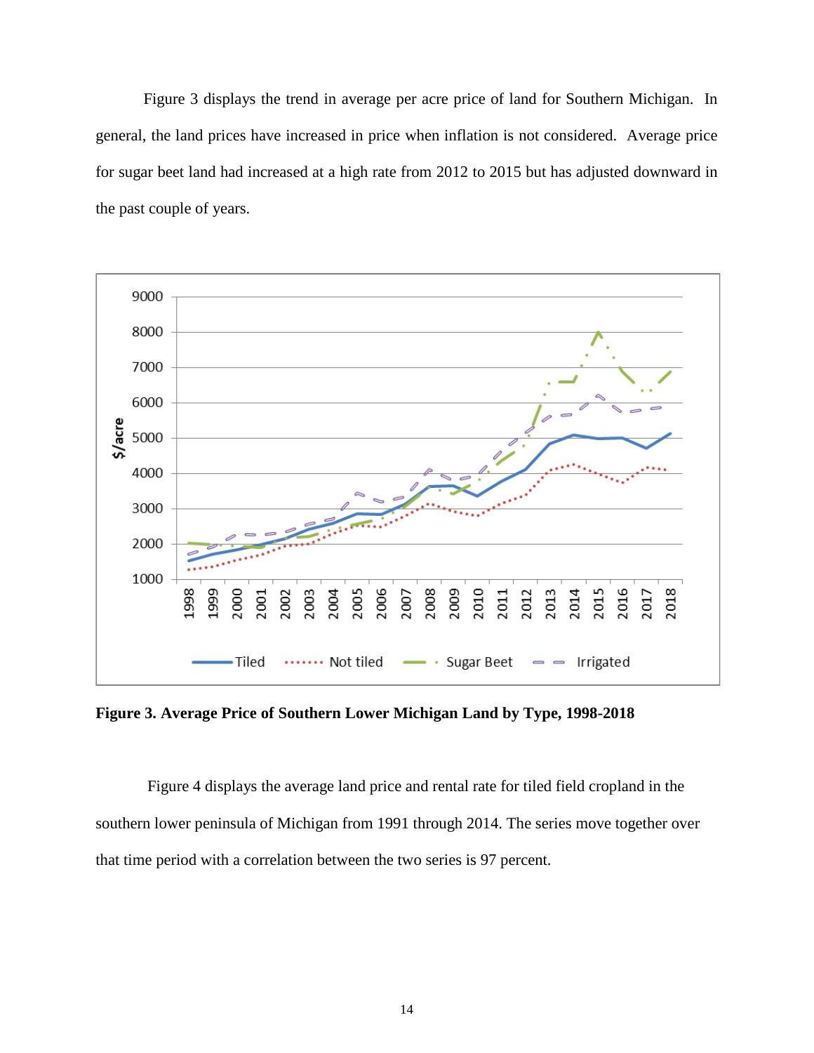Figure 3 displays the trend in average per acre price of land for Southern Michigan. In general, the land prices have increased in price when inflation is not considered. Average price for sugar beet land had increased at a high rate from 2012 to 2015 but has adjusted downward in the past couple of years.

**Figure 3. Average Price of Southern Lower Michigan Land by Type, 1998-2018**

Figure 4 displays the average land price and rental rate for tiled field cropland in the southern lower peninsula of Michigan from 1991 through 2014. The series move together over that time period with a correlation between the two series is 97 percent.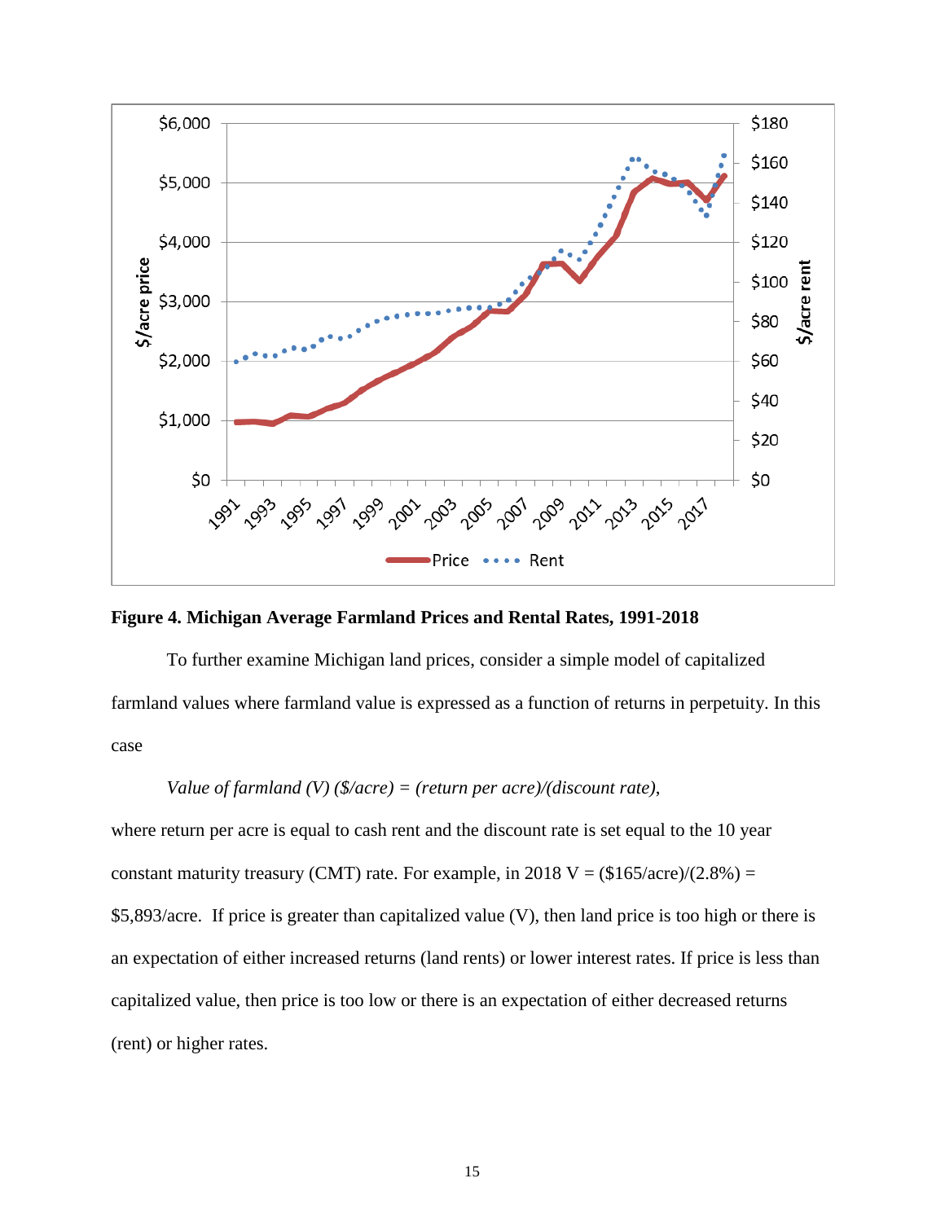**Figure 4. Michigan Average Farmland Prices and Rental Rates, 1991-2018**

To further examine Michigan land prices, consider a simple model of capitalized farmland values where farmland value is expressed as a function of returns in perpetuity. In this case

*Value of farmland (V) ($/acre) = (return per acre)/(discount rate)*,

where return per acre is equal to cash rent and the discount rate is set equal to the 10 year constant maturity treasury (CMT) rate. For example, in 2018 V = ($165/acre)/(2.8%) = $5,893/acre. If price is greater than capitalized value (V), then land price is too high or there is an expectation of either increased returns (land rents) or lower interest rates. If price is less than capitalized value, then price is too low or there is an expectation of either decreased returns (rent) or higher rates.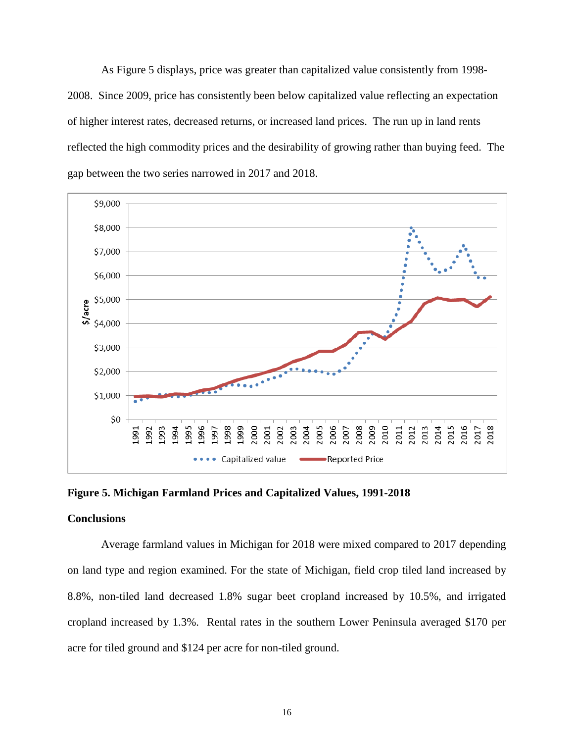As Figure 5 displays, price was greater than capitalized value consistently from 1998-2008. Since 2009, price has consistently been below capitalized value reflecting an expectation of higher interest rates, decreased returns, or increased land prices. The run up in land rents reflected the high commodity prices and the desirability of growing rather than buying feed. The gap between the two series narrowed in 2017 and 2018.

$9,000
$8,000
$7,000
$6,000
$5,000
$4,000
$3,000
$2,000
$1,000
$0

$/acre

1991 1992 1993 1994 1995 1996 1997 1998 1999 2000 2001 2002 2003 2004 2005 2006 2007 2008 2009 2010 2011 2012 2013 2014 2015 2016 2017 2018

Capitalized value
Reported Price

**Figure 5. Michigan Farmland Prices and Capitalized Values, 1991-2018**

**Conclusions**

Average farmland values in Michigan for 2018 were mixed compared to 2017 depending on land type and region examined. For the state of Michigan, field crop tiled land increased by 8.8%, non-tiled land decreased 1.8% sugar beet cropland increased by 10.5%, and irrigated cropland increased by 1.3%. Rental rates in the southern Lower Peninsula averaged $170 per acre for tiled ground and $124 per acre for non-tiled ground.